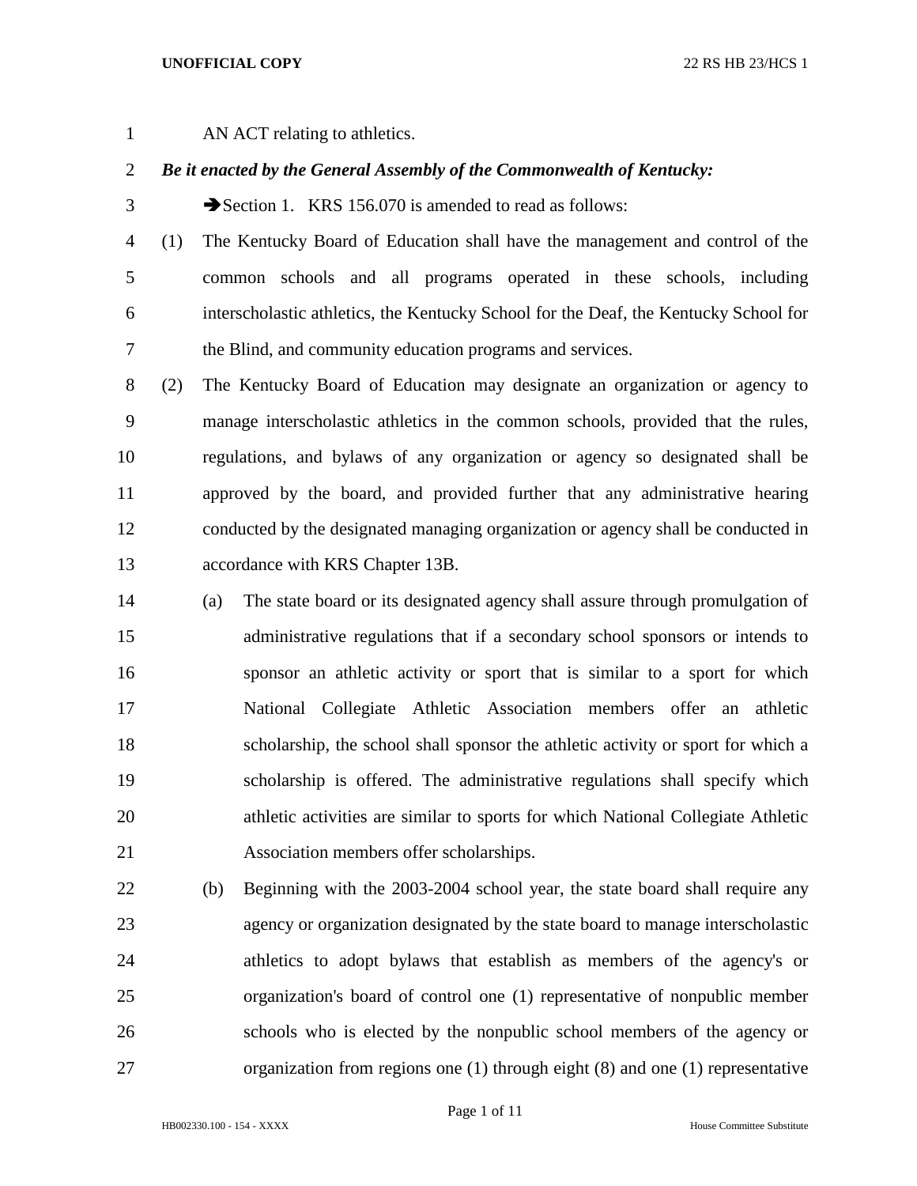AN ACT relating to athletics.

***Be it enacted by the General Assembly of the Commonwealth of Kentucky:***

➔Section 1. KRS 156.070 is amended to read as follows:

(1) The Kentucky Board of Education shall have the management and control of the common schools and all programs operated in these schools, including interscholastic athletics, the Kentucky School for the Deaf, the Kentucky School for the Blind, and community education programs and services.

(2) The Kentucky Board of Education may designate an organization or agency to manage interscholastic athletics in the common schools, provided that the rules, regulations, and bylaws of any organization or agency so designated shall be approved by the board, and provided further that any administrative hearing conducted by the designated managing organization or agency shall be conducted in accordance with KRS Chapter 13B.

  (a) The state board or its designated agency shall assure through promulgation of administrative regulations that if a secondary school sponsors or intends to sponsor an athletic activity or sport that is similar to a sport for which National Collegiate Athletic Association members offer an athletic scholarship, the school shall sponsor the athletic activity or sport for which a scholarship is offered. The administrative regulations shall specify which athletic activities are similar to sports for which National Collegiate Athletic Association members offer scholarships.

  (b) Beginning with the 2003-2004 school year, the state board shall require any agency or organization designated by the state board to manage interscholastic athletics to adopt bylaws that establish as members of the agency's or organization's board of control one (1) representative of nonpublic member schools who is elected by the nonpublic school members of the agency or organization from regions one (1) through eight (8) and one (1) representative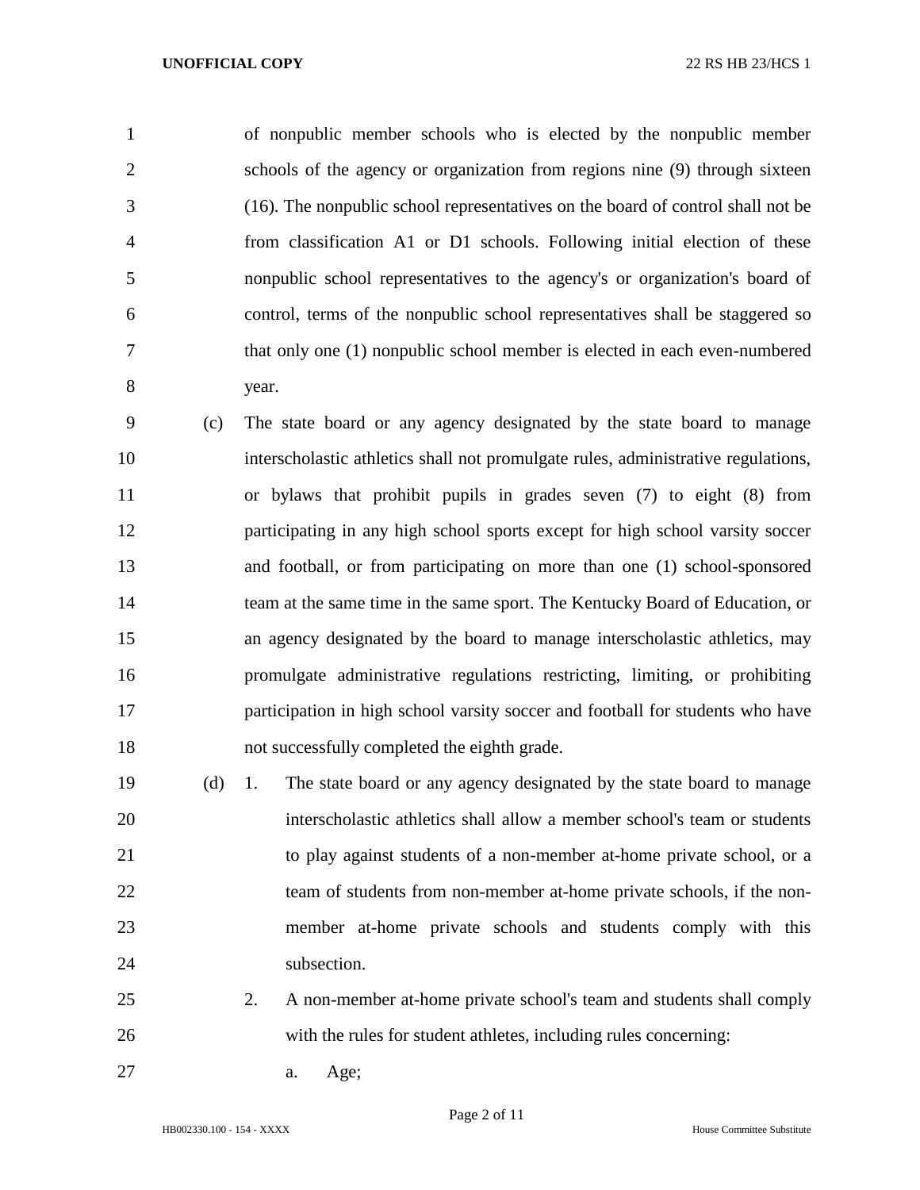of nonpublic member schools who is elected by the nonpublic member schools of the agency or organization from regions nine (9) through sixteen (16). The nonpublic school representatives on the board of control shall not be from classification A1 or D1 schools. Following initial election of these nonpublic school representatives to the agency's or organization's board of control, terms of the nonpublic school representatives shall be staggered so that only one (1) nonpublic school member is elected in each even-numbered year.

(c) The state board or any agency designated by the state board to manage interscholastic athletics shall not promulgate rules, administrative regulations, or bylaws that prohibit pupils in grades seven (7) to eight (8) from participating in any high school sports except for high school varsity soccer and football, or from participating on more than one (1) school-sponsored team at the same time in the same sport. The Kentucky Board of Education, or an agency designated by the board to manage interscholastic athletics, may promulgate administrative regulations restricting, limiting, or prohibiting participation in high school varsity soccer and football for students who have not successfully completed the eighth grade.

(d) 1. The state board or any agency designated by the state board to manage interscholastic athletics shall allow a member school's team or students to play against students of a non-member at-home private school, or a team of students from non-member at-home private schools, if the non-member at-home private schools and students comply with this subsection.

2. A non-member at-home private school's team and students shall comply with the rules for student athletes, including rules concerning:

a. Age;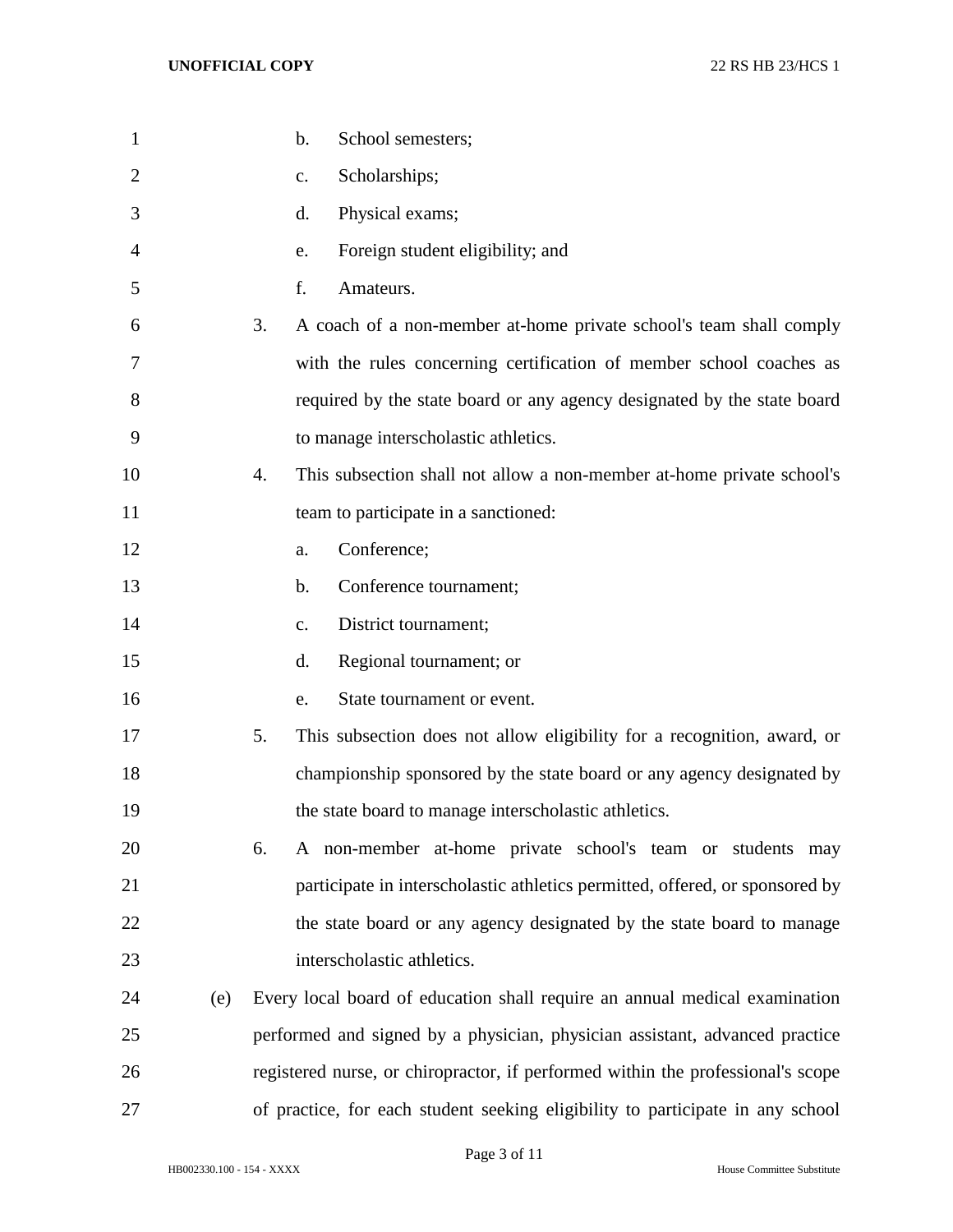b. School semesters;

c. Scholarships;

d. Physical exams;

e. Foreign student eligibility; and

f. Amateurs.

3. A coach of a non-member at-home private school's team shall comply with the rules concerning certification of member school coaches as required by the state board or any agency designated by the state board to manage interscholastic athletics.

4. This subsection shall not allow a non-member at-home private school's team to participate in a sanctioned:

a. Conference;

b. Conference tournament;

c. District tournament;

d. Regional tournament; or

e. State tournament or event.

5. This subsection does not allow eligibility for a recognition, award, or championship sponsored by the state board or any agency designated by the state board to manage interscholastic athletics.

6. A non-member at-home private school's team or students may participate in interscholastic athletics permitted, offered, or sponsored by the state board or any agency designated by the state board to manage interscholastic athletics.

(e) Every local board of education shall require an annual medical examination performed and signed by a physician, physician assistant, advanced practice registered nurse, or chiropractor, if performed within the professional's scope of practice, for each student seeking eligibility to participate in any school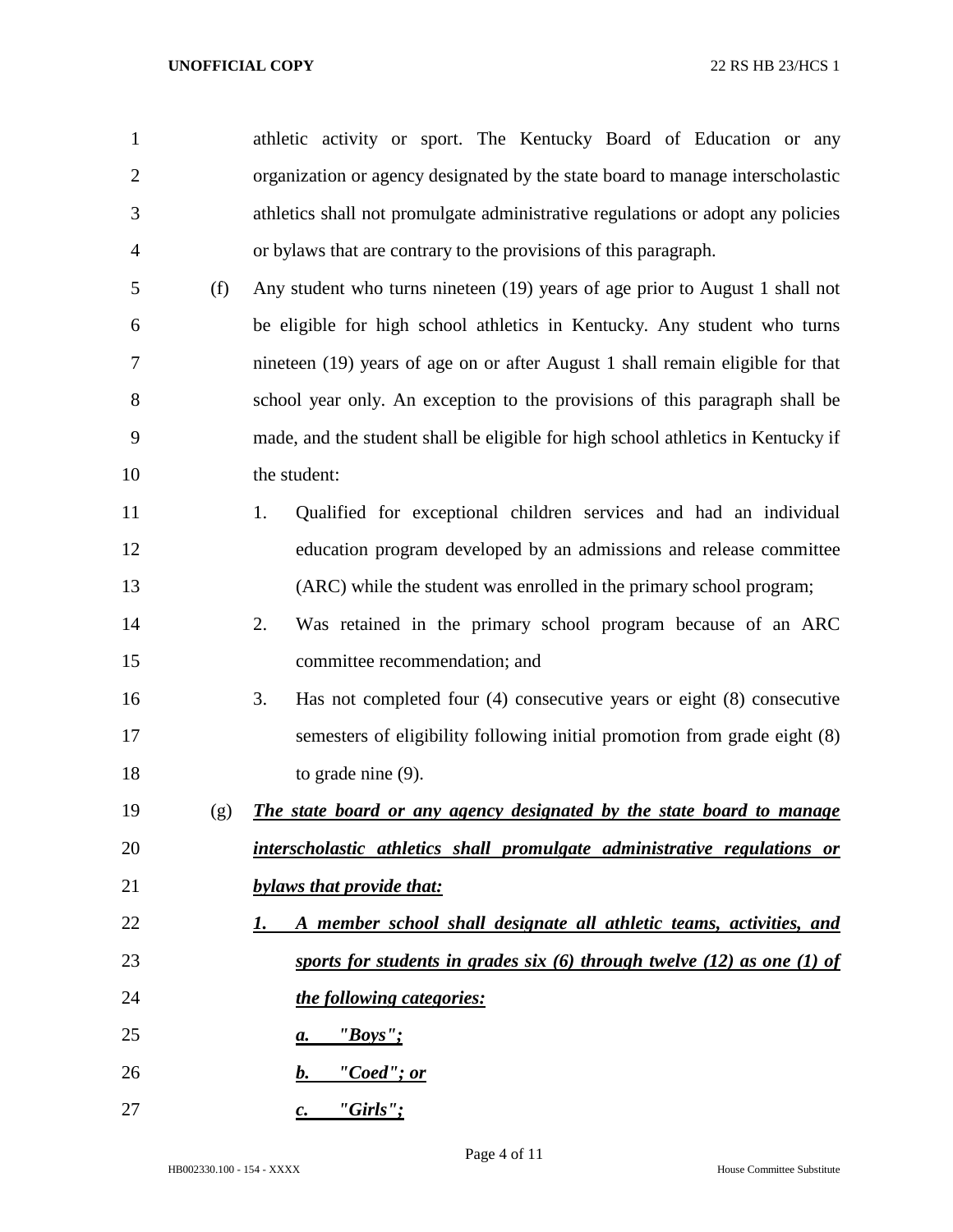athletic activity or sport. The Kentucky Board of Education or any organization or agency designated by the state board to manage interscholastic athletics shall not promulgate administrative regulations or adopt any policies or bylaws that are contrary to the provisions of this paragraph.

(f) Any student who turns nineteen (19) years of age prior to August 1 shall not be eligible for high school athletics in Kentucky. Any student who turns nineteen (19) years of age on or after August 1 shall remain eligible for that school year only. An exception to the provisions of this paragraph shall be made, and the student shall be eligible for high school athletics in Kentucky if the student:

1. Qualified for exceptional children services and had an individual education program developed by an admissions and release committee (ARC) while the student was enrolled in the primary school program;
2. Was retained in the primary school program because of an ARC committee recommendation; and
3. Has not completed four (4) consecutive years or eight (8) consecutive semesters of eligibility following initial promotion from grade eight (8) to grade nine (9).

(g) ***The state board or any agency designated by the state board to manage interscholastic athletics shall promulgate administrative regulations or bylaws that provide that:***

***1. A member school shall designate all athletic teams, activities, and sports for students in grades six (6) through twelve (12) as one (1) of the following categories:***

***a. "Boys";***

***b. "Coed"; or***

***c. "Girls";***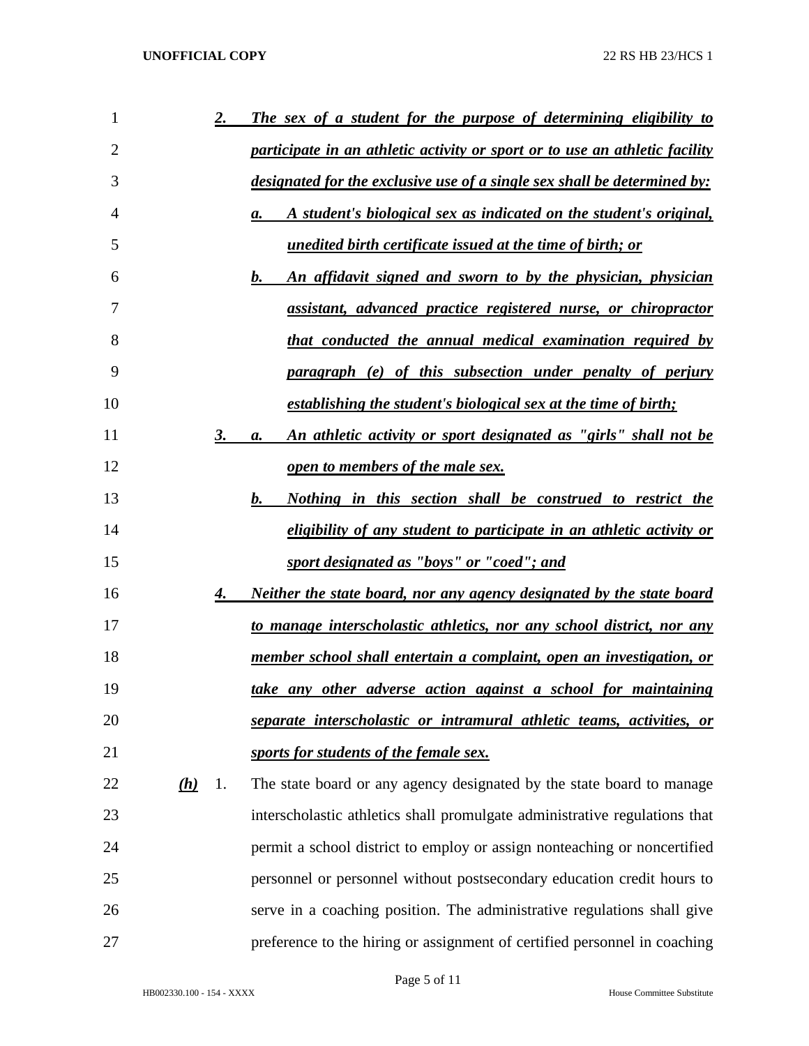***2. The sex of a student for the purpose of determining eligibility to participate in an athletic activity or sport or to use an athletic facility designated for the exclusive use of a single sex shall be determined by:***

***a. A student's biological sex as indicated on the student's original, unedited birth certificate issued at the time of birth; or***

***b. An affidavit signed and sworn to by the physician, physician assistant, advanced practice registered nurse, or chiropractor that conducted the annual medical examination required by paragraph (e) of this subsection under penalty of perjury establishing the student's biological sex at the time of birth;***

***3. a. An athletic activity or sport designated as "girls" shall not be open to members of the male sex.***

***b. Nothing in this section shall be construed to restrict the eligibility of any student to participate in an athletic activity or sport designated as "boys" or "coed"; and***

***4. Neither the state board, nor any agency designated by the state board to manage interscholastic athletics, nor any school district, nor any member school shall entertain a complaint, open an investigation, or take any other adverse action against a school for maintaining separate interscholastic or intramural athletic teams, activities, or sports for students of the female sex.***

***(h)*** 1. The state board or any agency designated by the state board to manage interscholastic athletics shall promulgate administrative regulations that permit a school district to employ or assign nonteaching or noncertified personnel or personnel without postsecondary education credit hours to serve in a coaching position. The administrative regulations shall give preference to the hiring or assignment of certified personnel in coaching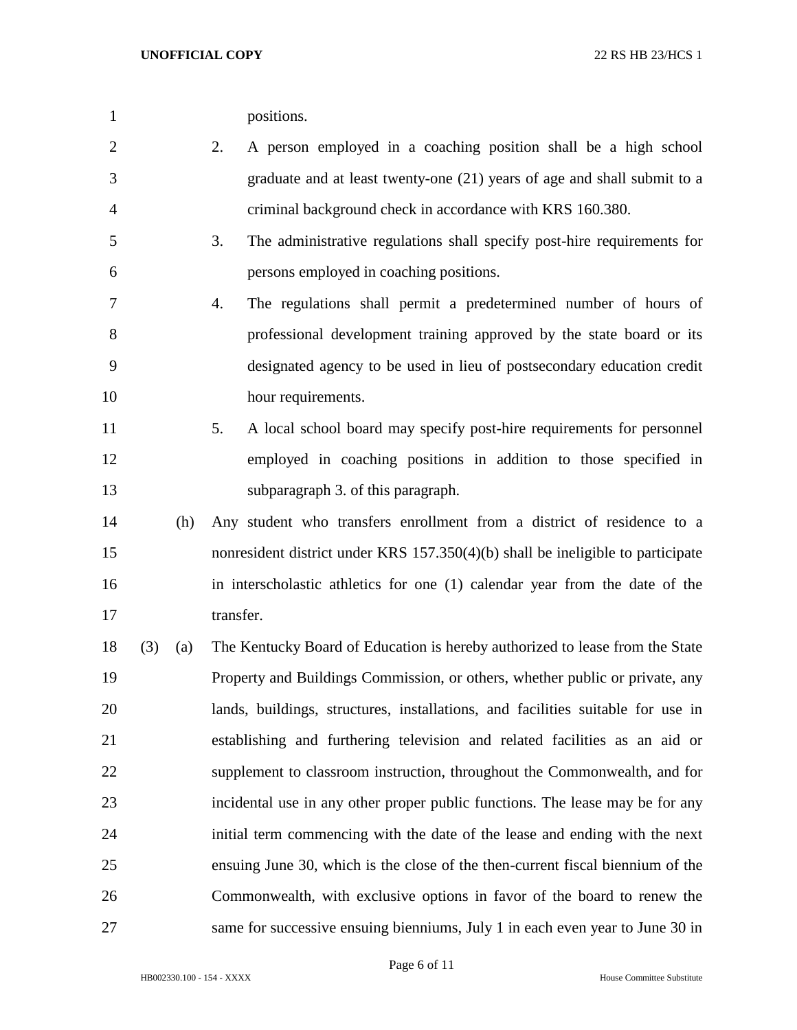positions.

2. A person employed in a coaching position shall be a high school graduate and at least twenty-one (21) years of age and shall submit to a criminal background check in accordance with KRS 160.380.

3. The administrative regulations shall specify post-hire requirements for persons employed in coaching positions.

4. The regulations shall permit a predetermined number of hours of professional development training approved by the state board or its designated agency to be used in lieu of postsecondary education credit hour requirements.

5. A local school board may specify post-hire requirements for personnel employed in coaching positions in addition to those specified in subparagraph 3. of this paragraph.

(h) Any student who transfers enrollment from a district of residence to a nonresident district under KRS 157.350(4)(b) shall be ineligible to participate in interscholastic athletics for one (1) calendar year from the date of the transfer.

(3) (a) The Kentucky Board of Education is hereby authorized to lease from the State Property and Buildings Commission, or others, whether public or private, any lands, buildings, structures, installations, and facilities suitable for use in establishing and furthering television and related facilities as an aid or supplement to classroom instruction, throughout the Commonwealth, and for incidental use in any other proper public functions. The lease may be for any initial term commencing with the date of the lease and ending with the next ensuing June 30, which is the close of the then-current fiscal biennium of the Commonwealth, with exclusive options in favor of the board to renew the same for successive ensuing bienniums, July 1 in each even year to June 30 in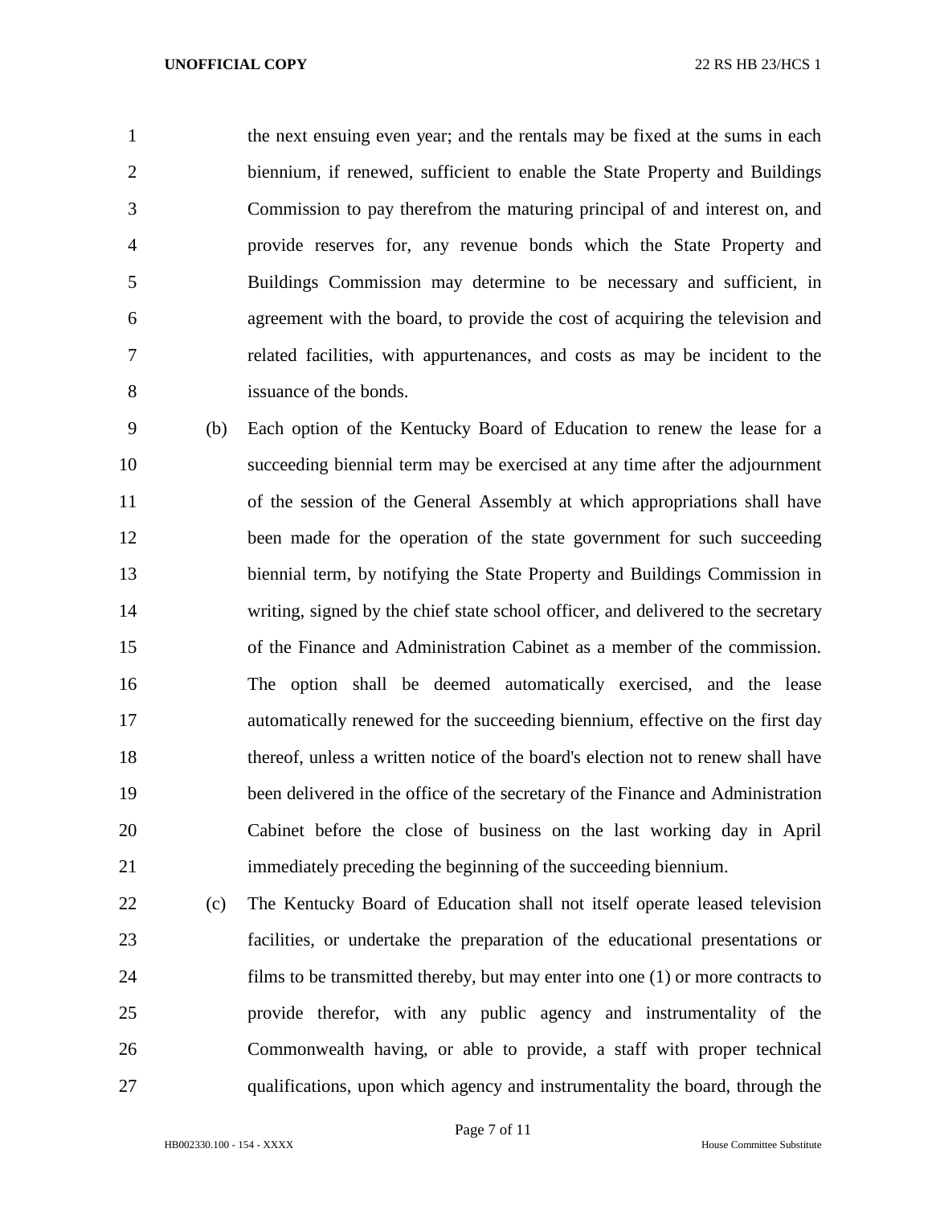the next ensuing even year; and the rentals may be fixed at the sums in each biennium, if renewed, sufficient to enable the State Property and Buildings Commission to pay therefrom the maturing principal of and interest on, and provide reserves for, any revenue bonds which the State Property and Buildings Commission may determine to be necessary and sufficient, in agreement with the board, to provide the cost of acquiring the television and related facilities, with appurtenances, and costs as may be incident to the issuance of the bonds.

(b) Each option of the Kentucky Board of Education to renew the lease for a succeeding biennial term may be exercised at any time after the adjournment of the session of the General Assembly at which appropriations shall have been made for the operation of the state government for such succeeding biennial term, by notifying the State Property and Buildings Commission in writing, signed by the chief state school officer, and delivered to the secretary of the Finance and Administration Cabinet as a member of the commission. The option shall be deemed automatically exercised, and the lease automatically renewed for the succeeding biennium, effective on the first day thereof, unless a written notice of the board's election not to renew shall have been delivered in the office of the secretary of the Finance and Administration Cabinet before the close of business on the last working day in April immediately preceding the beginning of the succeeding biennium.

(c) The Kentucky Board of Education shall not itself operate leased television facilities, or undertake the preparation of the educational presentations or films to be transmitted thereby, but may enter into one (1) or more contracts to provide therefor, with any public agency and instrumentality of the Commonwealth having, or able to provide, a staff with proper technical qualifications, upon which agency and instrumentality the board, through the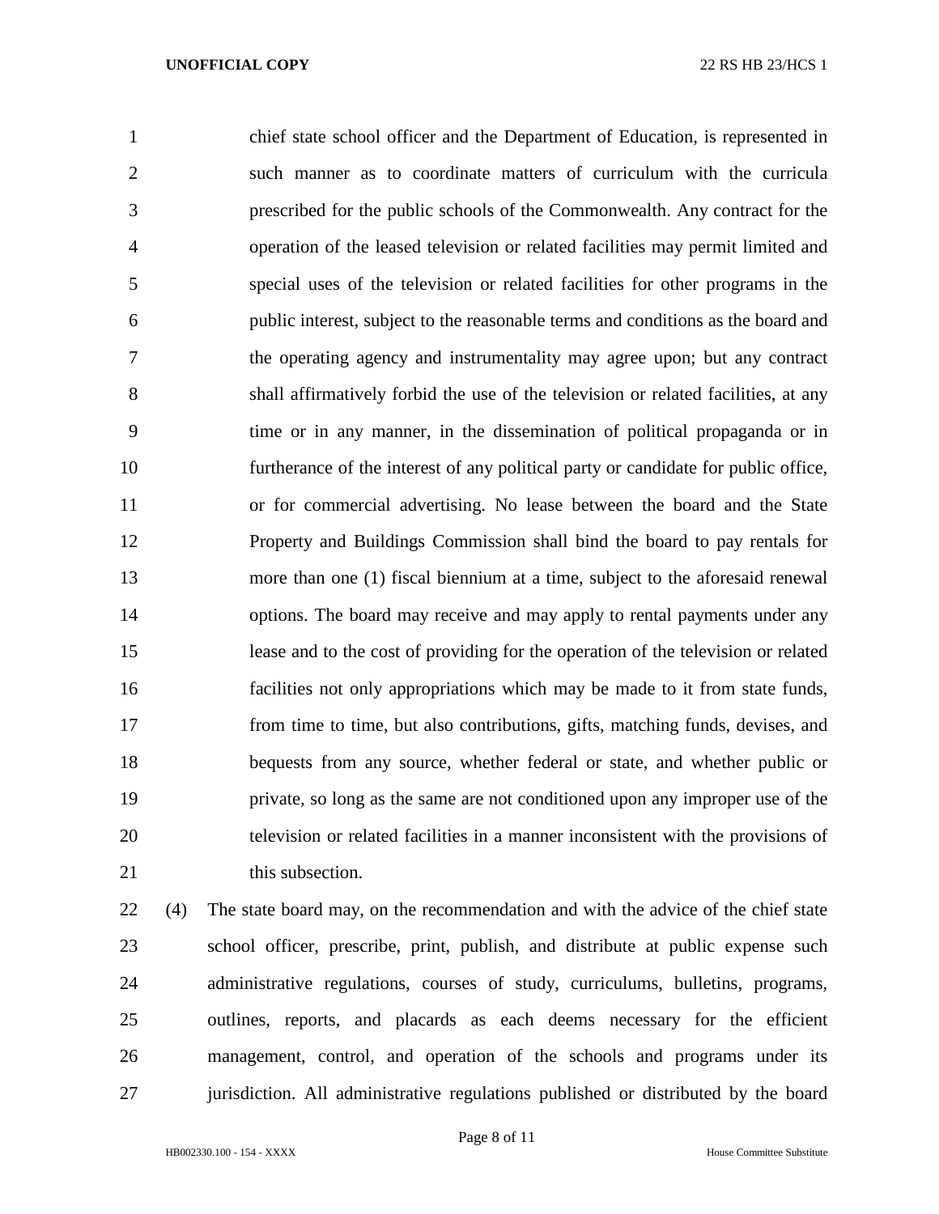chief state school officer and the Department of Education, is represented in such manner as to coordinate matters of curriculum with the curricula prescribed for the public schools of the Commonwealth. Any contract for the operation of the leased television or related facilities may permit limited and special uses of the television or related facilities for other programs in the public interest, subject to the reasonable terms and conditions as the board and the operating agency and instrumentality may agree upon; but any contract shall affirmatively forbid the use of the television or related facilities, at any time or in any manner, in the dissemination of political propaganda or in furtherance of the interest of any political party or candidate for public office, or for commercial advertising. No lease between the board and the State Property and Buildings Commission shall bind the board to pay rentals for more than one (1) fiscal biennium at a time, subject to the aforesaid renewal options. The board may receive and may apply to rental payments under any lease and to the cost of providing for the operation of the television or related facilities not only appropriations which may be made to it from state funds, from time to time, but also contributions, gifts, matching funds, devises, and bequests from any source, whether federal or state, and whether public or private, so long as the same are not conditioned upon any improper use of the television or related facilities in a manner inconsistent with the provisions of this subsection.

(4) The state board may, on the recommendation and with the advice of the chief state school officer, prescribe, print, publish, and distribute at public expense such administrative regulations, courses of study, curriculums, bulletins, programs, outlines, reports, and placards as each deems necessary for the efficient management, control, and operation of the schools and programs under its jurisdiction. All administrative regulations published or distributed by the board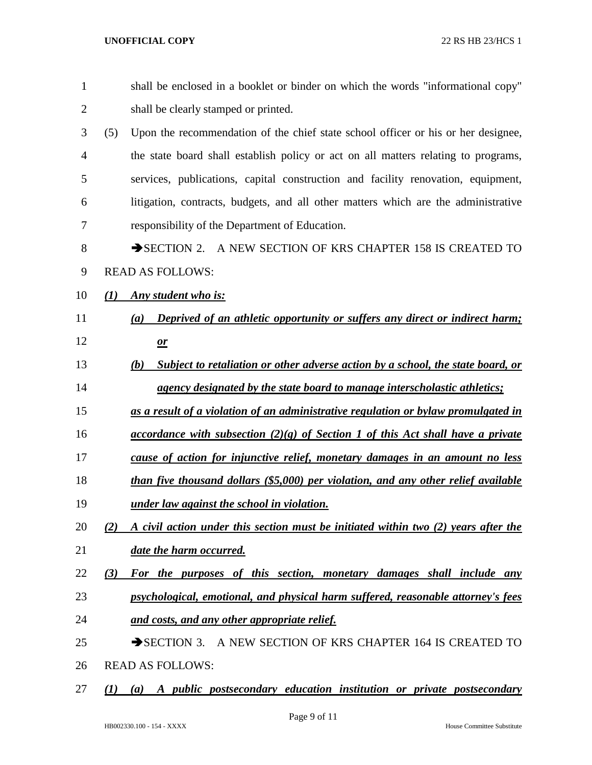shall be enclosed in a booklet or binder on which the words "informational copy" shall be clearly stamped or printed.

(5) Upon the recommendation of the chief state school officer or his or her designee, the state board shall establish policy or act on all matters relating to programs, services, publications, capital construction and facility renovation, equipment, litigation, contracts, budgets, and all other matters which are the administrative responsibility of the Department of Education.

➔SECTION 2. A NEW SECTION OF KRS CHAPTER 158 IS CREATED TO READ AS FOLLOWS:

***(1) Any student who is:***

***(a) Deprived of an athletic opportunity or suffers any direct or indirect harm; or***

***(b) Subject to retaliation or other adverse action by a school, the state board, or agency designated by the state board to manage interscholastic athletics;***

***as a result of a violation of an administrative regulation or bylaw promulgated in accordance with subsection (2)(g) of Section 1 of this Act shall have a private cause of action for injunctive relief, monetary damages in an amount no less than five thousand dollars ($5,000) per violation, and any other relief available under law against the school in violation.***

***(2) A civil action under this section must be initiated within two (2) years after the date the harm occurred.***

***(3) For the purposes of this section, monetary damages shall include any psychological, emotional, and physical harm suffered, reasonable attorney's fees and costs, and any other appropriate relief.***

➔SECTION 3. A NEW SECTION OF KRS CHAPTER 164 IS CREATED TO READ AS FOLLOWS:

***(1) (a) A public postsecondary education institution or private postsecondary***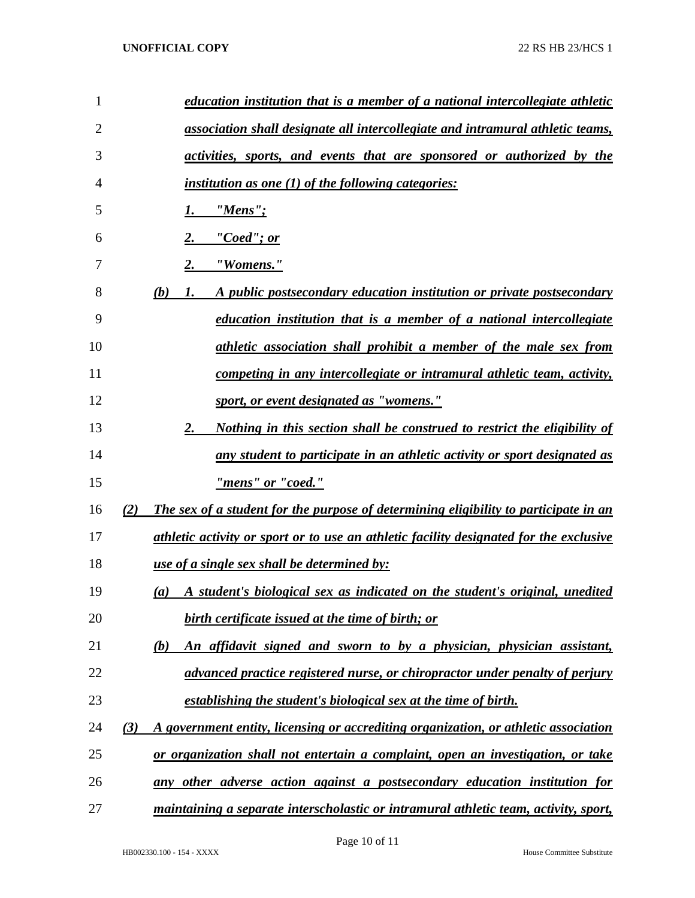*education institution that is a member of a national intercollegiate athletic association shall designate all intercollegiate and intramural athletic teams, activities, sports, and events that are sponsored or authorized by the institution as one (1) of the following categories:*

1. *"Mens";*
2. *"Coed"; or*
2. *"Womens."*

*(b)* 1. *A public postsecondary education institution or private postsecondary education institution that is a member of a national intercollegiate athletic association shall prohibit a member of the male sex from competing in any intercollegiate or intramural athletic team, activity, sport, or event designated as "womens."*

2. *Nothing in this section shall be construed to restrict the eligibility of any student to participate in an athletic activity or sport designated as "mens" or "coed."*

*(2) The sex of a student for the purpose of determining eligibility to participate in an athletic activity or sport or to use an athletic facility designated for the exclusive use of a single sex shall be determined by:*

*(a) A student's biological sex as indicated on the student's original, unedited birth certificate issued at the time of birth; or*

*(b) An affidavit signed and sworn to by a physician, physician assistant, advanced practice registered nurse, or chiropractor under penalty of perjury establishing the student's biological sex at the time of birth.*

*(3) A government entity, licensing or accrediting organization, or athletic association or organization shall not entertain a complaint, open an investigation, or take any other adverse action against a postsecondary education institution for maintaining a separate interscholastic or intramural athletic team, activity, sport,*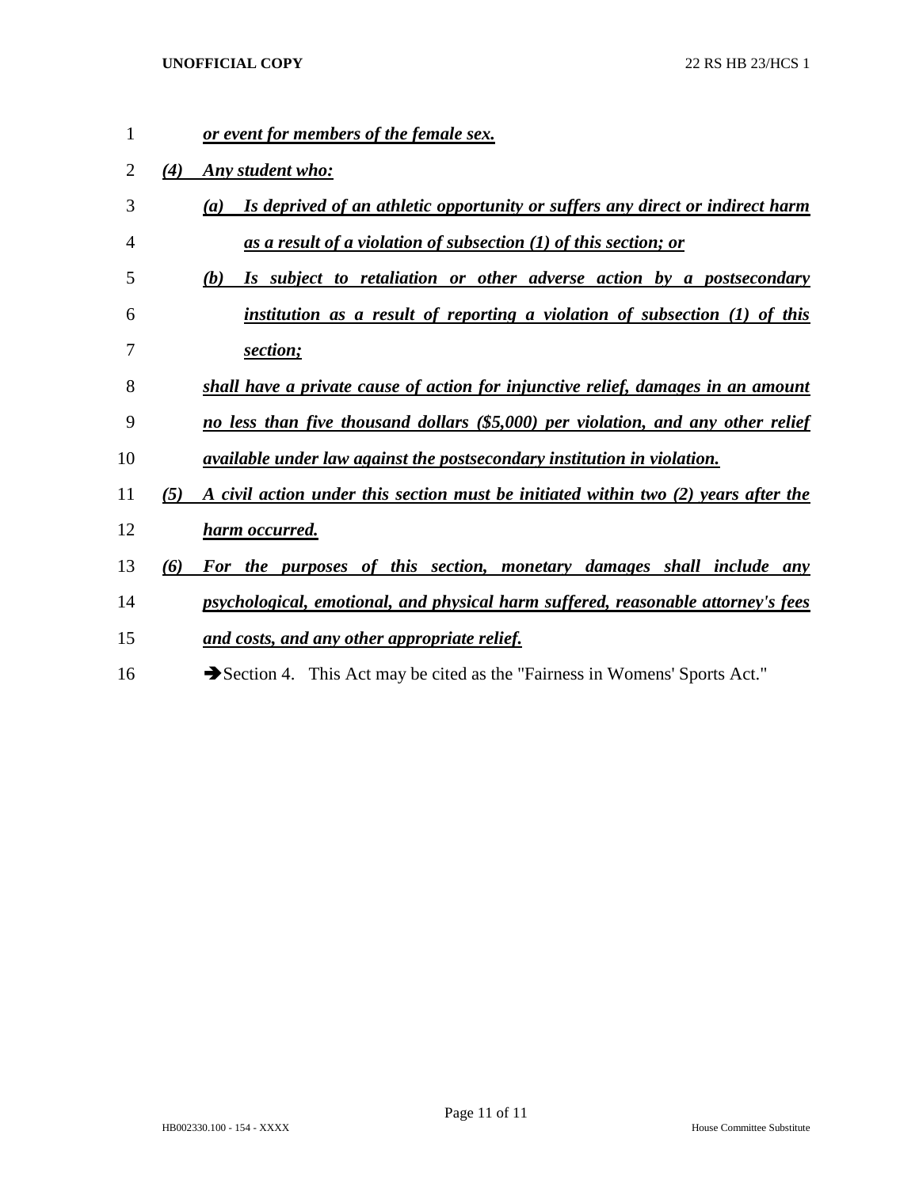***or event for members of the female sex.***

***(4) Any student who:***

***(a) Is deprived of an athletic opportunity or suffers any direct or indirect harm as a result of a violation of subsection (1) of this section; or***

***(b) Is subject to retaliation or other adverse action by a postsecondary institution as a result of reporting a violation of subsection (1) of this section;***

***shall have a private cause of action for injunctive relief, damages in an amount no less than five thousand dollars ($5,000) per violation, and any other relief available under law against the postsecondary institution in violation.***

***(5) A civil action under this section must be initiated within two (2) years after the harm occurred.***

***(6) For the purposes of this section, monetary damages shall include any psychological, emotional, and physical harm suffered, reasonable attorney's fees and costs, and any other appropriate relief.***

➔Section 4. This Act may be cited as the "Fairness in Womens' Sports Act."